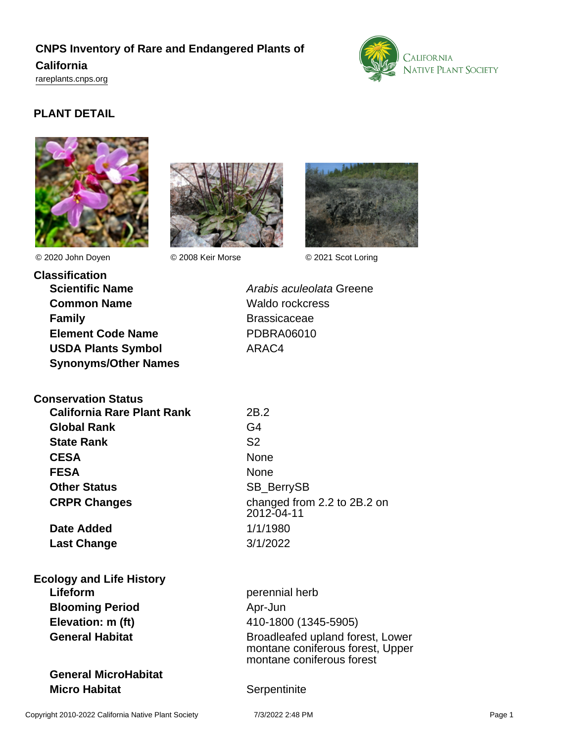# CNPS Inventory of Rare and Endangered Plants of California

rareplants.cnps.org

## PLANT DETAIL

© 2020 John Doyen © 2008 Keir Morse © 2021 Scot Loring

### Classification

| | |
|---|---|
| **Scientific Name** | *Arabis aculeolata* Greene |
| **Common Name** | Waldo rockcress |
| **Family** | Brassicaceae |
| **Element Code Name** | PDBRA06010 |
| **USDA Plants Symbol** | ARAC4 |
| **Synonyms/Other Names** | |

### Conservation Status

| | |
|---|---|
| **California Rare Plant Rank** | 2B.2 |
| **Global Rank** | G4 |
| **State Rank** | S2 |
| **CESA** | None |
| **FESA** | None |
| **Other Status** | SB_BerrySB |
| **CRPR Changes** | changed from 2.2 to 2B.2 on 2012-04-11 |
| **Date Added** | 1/1/1980 |
| **Last Change** | 3/1/2022 |

### Ecology and Life History

| | |
|---|---|
| **Lifeform** | perennial herb |
| **Blooming Period** | Apr-Jun |
| **Elevation: m (ft)** | 410-1800 (1345-5905) |
| **General Habitat** | Broadleafed upland forest, Lower montane coniferous forest, Upper montane coniferous forest |
| **General MicroHabitat** | |
| **Micro Habitat** | Serpentinite |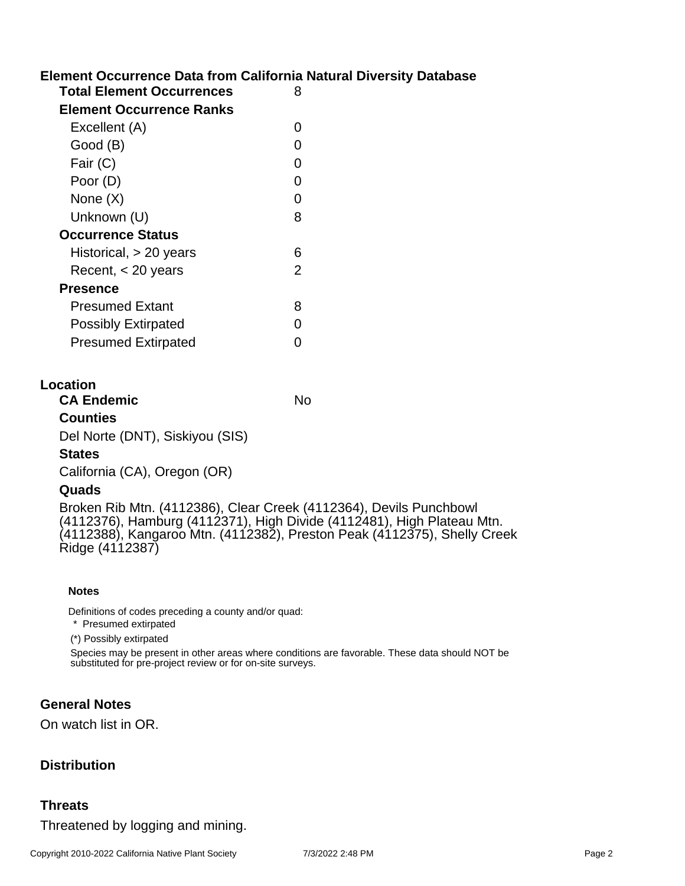## Element Occurrence Data from California Natural Diversity Database

| | |
|---|---|
| **Total Element Occurrences** | 8 |
| **Element Occurrence Ranks** | |
| Excellent (A) | 0 |
| Good (B) | 0 |
| Fair (C) | 0 |
| Poor (D) | 0 |
| None (X) | 0 |
| Unknown (U) | 8 |
| **Occurrence Status** | |
| Historical, > 20 years | 6 |
| Recent, < 20 years | 2 |
| **Presence** | |
| Presumed Extant | 8 |
| Possibly Extirpated | 0 |
| Presumed Extirpated | 0 |

## Location

**CA Endemic** No

**Counties**

Del Norte (DNT), Siskiyou (SIS)

**States**

California (CA), Oregon (OR)

**Quads**

Broken Rib Mtn. (4112386), Clear Creek (4112364), Devils Punchbowl (4112376), Hamburg (4112371), High Divide (4112481), High Plateau Mtn. (4112388), Kangaroo Mtn. (4112382), Preston Peak (4112375), Shelly Creek Ridge (4112387)

**Notes**

Definitions of codes preceding a county and/or quad:

\* Presumed extirpated

(*) Possibly extirpated

Species may be present in other areas where conditions are favorable. These data should NOT be substituted for pre-project review or for on-site surveys.

## General Notes

On watch list in OR.

## Distribution

## Threats

Threatened by logging and mining.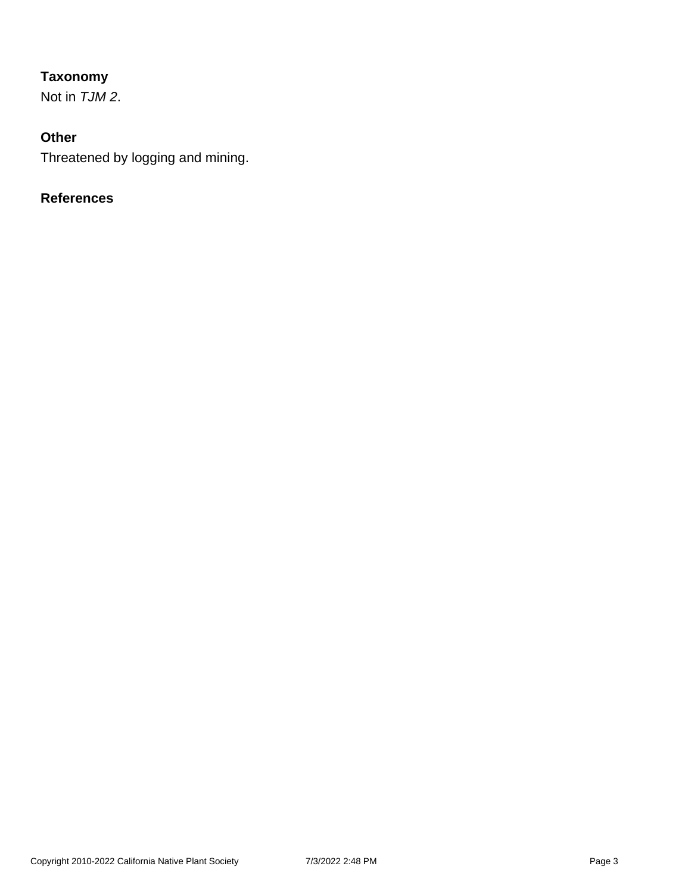## Taxonomy

Not in *TJM 2*.

## Other

Threatened by logging and mining.

## References